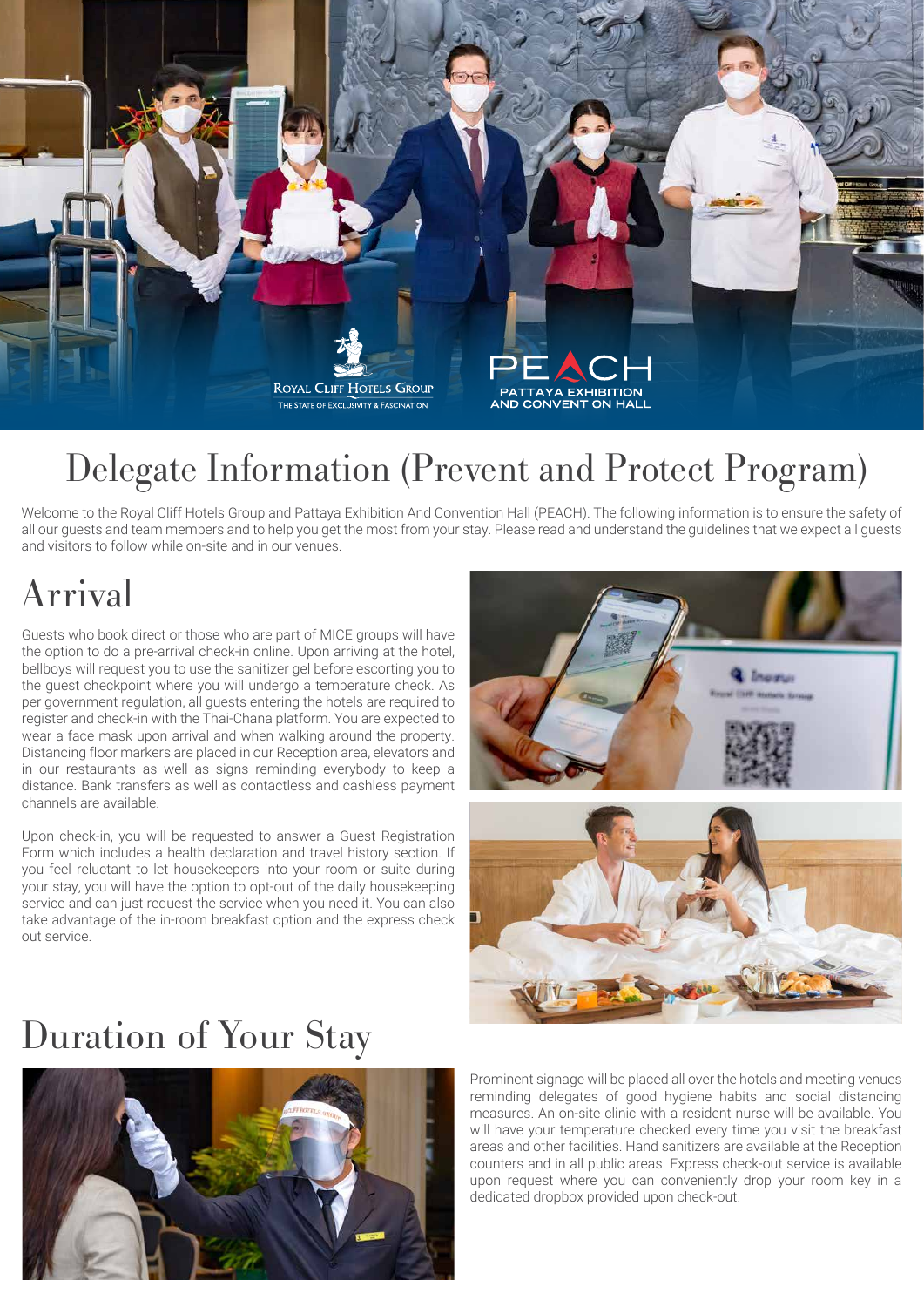# Delegate Information (Prevent and Protect Program)

Welcome to the Royal Cliff Hotels Group and Pattaya Exhibition And Convention Hall (PEACH). The following information is to ensure the safety of all our guests and team members and to help you get the most from your stay. Please read and understand the guidelines that we expect all guests and visitors to follow while on-site and in our venues.

## Arrival

Guests who book direct or those who are part of MICE groups will have the option to do a pre-arrival check-in online. Upon arriving at the hotel, bellboys will request you to use the sanitizer gel before escorting you to the guest checkpoint where you will undergo a temperature check. As per government regulation, all guests entering the hotels are required to register and check-in with the Thai-Chana platform. You are expected to wear a face mask upon arrival and when walking around the property. Distancing floor markers are placed in our Reception area, elevators and in our restaurants as well as signs reminding everybody to keep a distance. Bank transfers as well as contactless and cashless payment channels are available.

Upon check-in, you will be requested to answer a Guest Registration Form which includes a health declaration and travel history section. If you feel reluctant to let housekeepers into your room or suite during your stay, you will have the option to opt-out of the daily housekeeping service and can just request the service when you need it. You can also take advantage of the in-room breakfast option and the express check out service.

## Duration of Your Stay

Prominent signage will be placed all over the hotels and meeting venues reminding delegates of good hygiene habits and social distancing measures. An on-site clinic with a resident nurse will be available. You will have your temperature checked every time you visit the breakfast areas and other facilities. Hand sanitizers are available at the Reception counters and in all public areas. Express check-out service is available upon request where you can conveniently drop your room key in a dedicated dropbox provided upon check-out.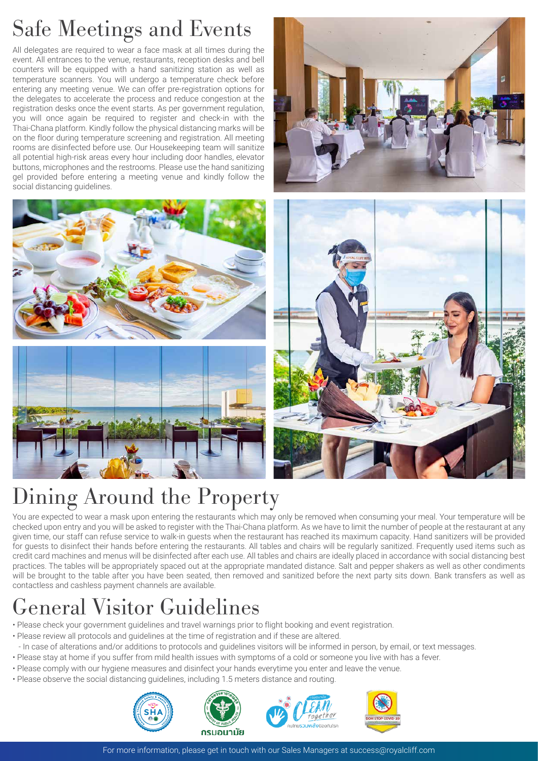# Safe Meetings and Events

All delegates are required to wear a face mask at all times during the event. All entrances to the venue, restaurants, reception desks and bell counters will be equipped with a hand sanitizing station as well as temperature scanners. You will undergo a temperature check before entering any meeting venue. We can offer pre-registration options for the delegates to accelerate the process and reduce congestion at the registration desks once the event starts. As per government regulation, you will once again be required to register and check-in with the Thai-Chana platform. Kindly follow the physical distancing marks will be on the floor during temperature screening and registration. All meeting rooms are disinfected before use. Our Housekeeping team will sanitize all potential high-risk areas every hour including door handles, elevator buttons, microphones and the restrooms. Please use the hand sanitizing gel provided before entering a meeting venue and kindly follow the social distancing guidelines.

# Dining Around the Property

You are expected to wear a mask upon entering the restaurants which may only be removed when consuming your meal. Your temperature will be checked upon entry and you will be asked to register with the Thai-Chana platform. As we have to limit the number of people at the restaurant at any given time, our staff can refuse service to walk-in guests when the restaurant has reached its maximum capacity. Hand sanitizers will be provided for guests to disinfect their hands before entering the restaurants. All tables and chairs will be regularly sanitized. Frequently used items such as credit card machines and menus will be disinfected after each use. All tables and chairs are ideally placed in accordance with social distancing best practices. The tables will be appropriately spaced out at the appropriate mandated distance. Salt and pepper shakers as well as other condiments will be brought to the table after you have been seated, then removed and sanitized before the next party sits down. Bank transfers as well as contactless and cashless payment channels are available.

# General Visitor Guidelines

- Please check your government guidelines and travel warnings prior to flight booking and event registration.
- Please review all protocols and guidelines at the time of registration and if these are altered.
  - In case of alterations and/or additions to protocols and guidelines visitors will be informed in person, by email, or text messages.
- Please stay at home if you suffer from mild health issues with symptoms of a cold or someone you live with has a fever.
- Please comply with our hygiene measures and disinfect your hands everytime you enter and leave the venue.
- Please observe the social distancing guidelines, including 1.5 meters distance and routing.

For more information, please get in touch with our Sales Managers at success@royalcliff.com